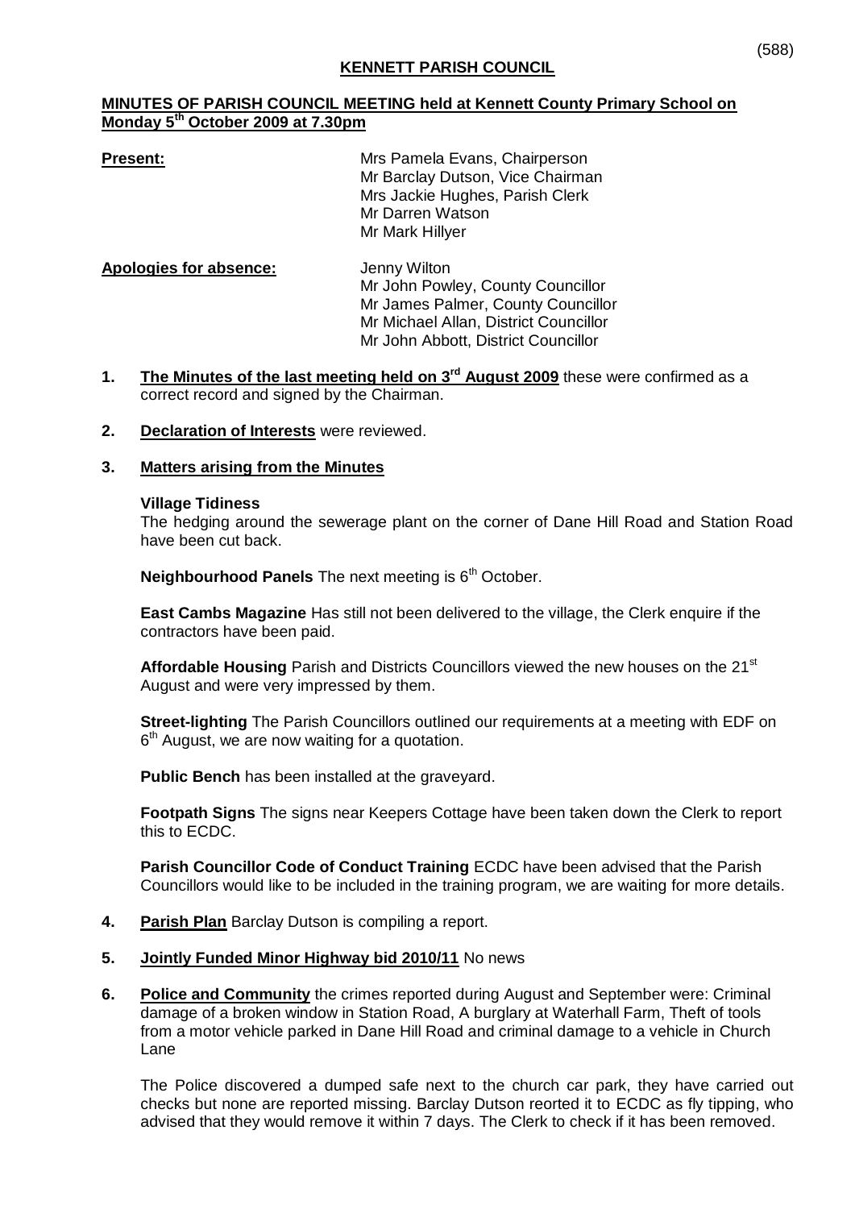# KENNETT PARISH COUNCIL

## MINUTES OF PARISH COUNCIL MEETING held at Kennett County Primary School on Monday 5th October 2009 at 7.30pm

**Present:**

Mrs Pamela Evans, Chairperson
Mr Barclay Dutson, Vice Chairman
Mrs Jackie Hughes, Parish Clerk
Mr Darren Watson
Mr Mark Hillyer

**Apologies for absence:**

Jenny Wilton
Mr John Powley, County Councillor
Mr James Palmer, County Councillor
Mr Michael Allan, District Councillor
Mr John Abbott, District Councillor

1. **The Minutes of the last meeting held on 3rd August 2009** these were confirmed as a correct record and signed by the Chairman.

2. **Declaration of Interests** were reviewed.

3. **Matters arising from the Minutes**

   **Village Tidiness**
   The hedging around the sewerage plant on the corner of Dane Hill Road and Station Road have been cut back.

   **Neighbourhood Panels** The next meeting is 6th October.

   **East Cambs Magazine** Has still not been delivered to the village, the Clerk enquire if the contractors have been paid.

   **Affordable Housing** Parish and Districts Councillors viewed the new houses on the 21st August and were very impressed by them.

   **Street-lighting** The Parish Councillors outlined our requirements at a meeting with EDF on 6th August, we are now waiting for a quotation.

   **Public Bench** has been installed at the graveyard.

   **Footpath Signs** The signs near Keepers Cottage have been taken down the Clerk to report this to ECDC.

   **Parish Councillor Code of Conduct Training** ECDC have been advised that the Parish Councillors would like to be included in the training program, we are waiting for more details.

4. **Parish Plan** Barclay Dutson is compiling a report.

5. **Jointly Funded Minor Highway bid 2010/11** No news

6. **Police and Community** the crimes reported during August and September were: Criminal damage of a broken window in Station Road, A burglary at Waterhall Farm, Theft of tools from a motor vehicle parked in Dane Hill Road and criminal damage to a vehicle in Church Lane

   The Police discovered a dumped safe next to the church car park, they have carried out checks but none are reported missing. Barclay Dutson reorted it to ECDC as fly tipping, who advised that they would remove it within 7 days. The Clerk to check if it has been removed.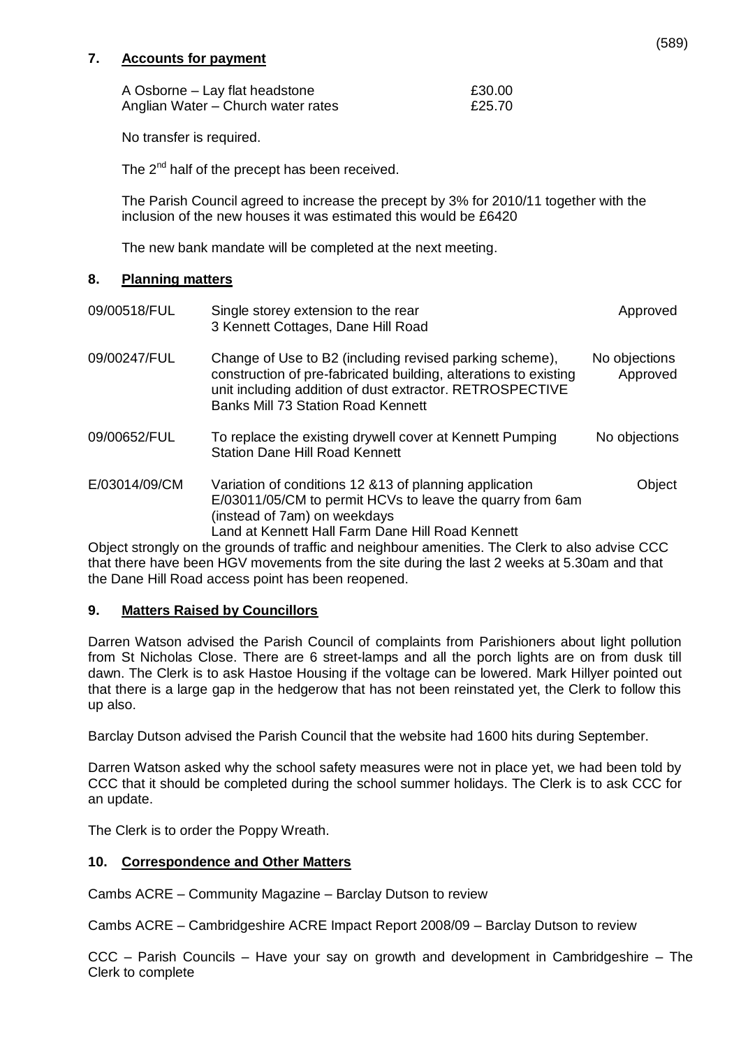## 7. Accounts for payment

| | |
|---|---|
| A Osborne – Lay flat headstone | £30.00 |
| Anglian Water – Church water rates | £25.70 |

No transfer is required.

The 2nd half of the precept has been received.

The Parish Council agreed to increase the precept by 3% for 2010/11 together with the inclusion of the new houses it was estimated this would be £6420

The new bank mandate will be completed at the next meeting.

## 8. Planning matters

| | | |
|---|---|---|
| 09/00518/FUL | Single storey extension to the rear<br>3 Kennett Cottages, Dane Hill Road | Approved |
| 09/00247/FUL | Change of Use to B2 (including revised parking scheme), construction of pre-fabricated building, alterations to existing unit including addition of dust extractor. RETROSPECTIVE<br>Banks Mill 73 Station Road Kennett | No objections<br>Approved |
| 09/00652/FUL | To replace the existing drywell cover at Kennett Pumping Station Dane Hill Road Kennett | No objections |
| E/03014/09/CM | Variation of conditions 12 &13 of planning application E/03011/05/CM to permit HCVs to leave the quarry from 6am (instead of 7am) on weekdays<br>Land at Kennett Hall Farm Dane Hill Road Kennett | Object |

Object strongly on the grounds of traffic and neighbour amenities. The Clerk to also advise CCC that there have been HGV movements from the site during the last 2 weeks at 5.30am and that the Dane Hill Road access point has been reopened.

## 9. Matters Raised by Councillors

Darren Watson advised the Parish Council of complaints from Parishioners about light pollution from St Nicholas Close. There are 6 street-lamps and all the porch lights are on from dusk till dawn. The Clerk is to ask Hastoe Housing if the voltage can be lowered. Mark Hillyer pointed out that there is a large gap in the hedgerow that has not been reinstated yet, the Clerk to follow this up also.

Barclay Dutson advised the Parish Council that the website had 1600 hits during September.

Darren Watson asked why the school safety measures were not in place yet, we had been told by CCC that it should be completed during the school summer holidays. The Clerk is to ask CCC for an update.

The Clerk is to order the Poppy Wreath.

## 10. Correspondence and Other Matters

Cambs ACRE – Community Magazine – Barclay Dutson to review

Cambs ACRE – Cambridgeshire ACRE Impact Report 2008/09 – Barclay Dutson to review

CCC – Parish Councils – Have your say on growth and development in Cambridgeshire – The Clerk to complete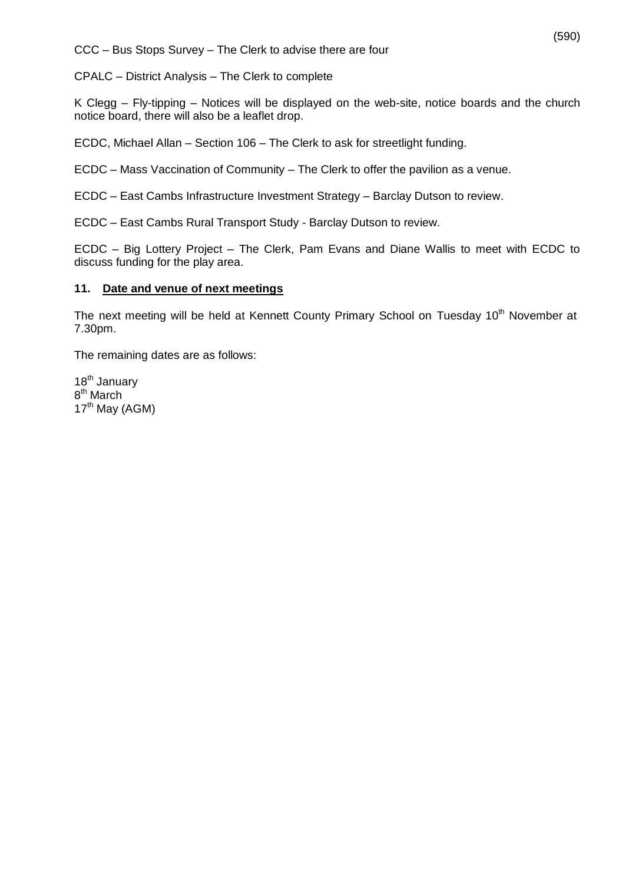CCC – Bus Stops Survey – The Clerk to advise there are four

CPALC – District Analysis – The Clerk to complete

K Clegg – Fly-tipping – Notices will be displayed on the web-site, notice boards and the church notice board, there will also be a leaflet drop.

ECDC, Michael Allan – Section 106 – The Clerk to ask for streetlight funding.

ECDC – Mass Vaccination of Community – The Clerk to offer the pavilion as a venue.

ECDC – East Cambs Infrastructure Investment Strategy – Barclay Dutson to review.

ECDC – East Cambs Rural Transport Study - Barclay Dutson to review.

ECDC – Big Lottery Project – The Clerk, Pam Evans and Diane Wallis to meet with ECDC to discuss funding for the play area.

## 11. Date and venue of next meetings

The next meeting will be held at Kennett County Primary School on Tuesday 10th November at 7.30pm.

The remaining dates are as follows:

18th January
8th March
17th May (AGM)